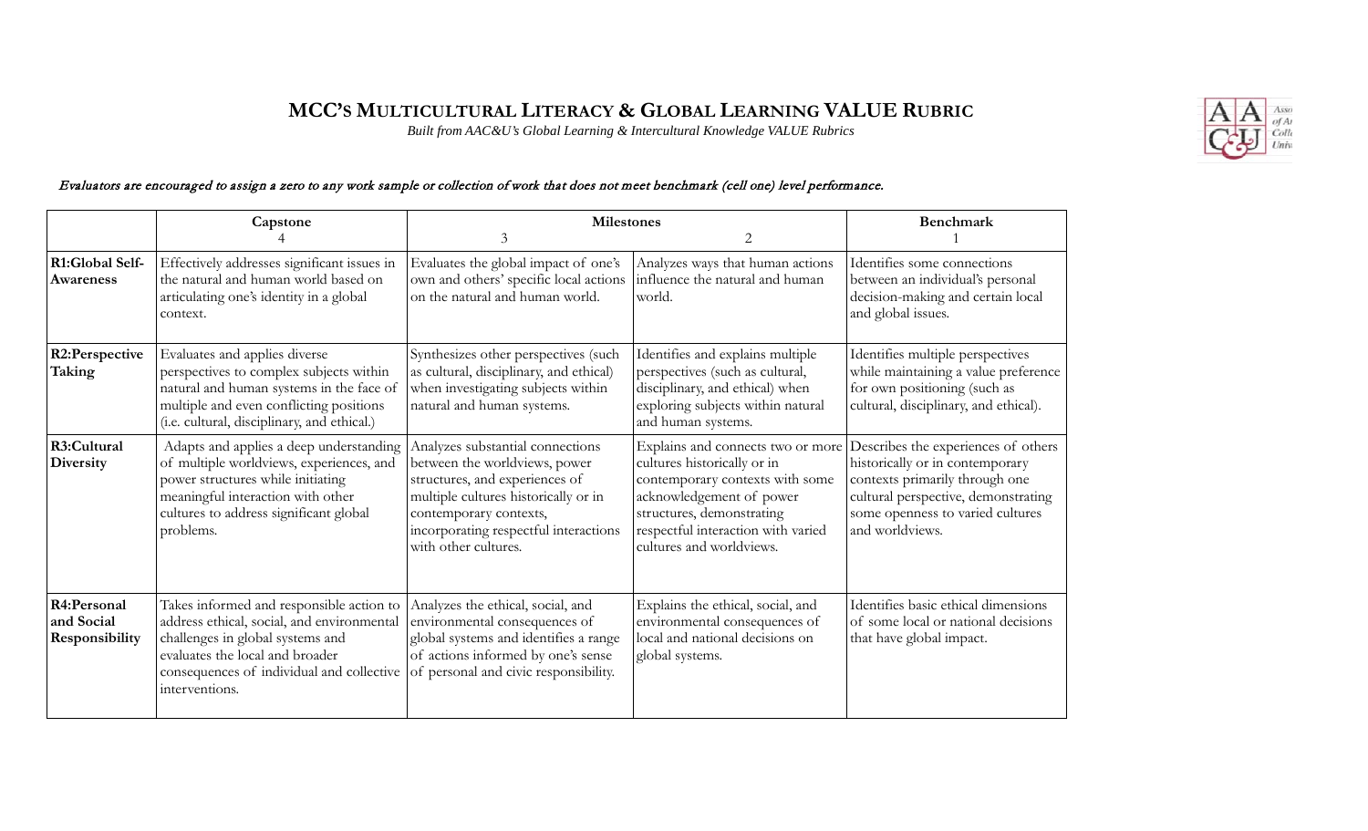# MCC's Multicultural Literacy & Global Learning VALUE Rubric

*Built from AAC&U's Global Learning & Intercultural Knowledge VALUE Rubrics*

*Evaluators are encouraged to assign a zero to any work sample or collection of work that does not meet benchmark (cell one) level performance.*

| | Capstone<br>4 | Milestones<br>3 | <br>2 | Benchmark<br>1 |
|---|---|---|---|---|
| **R1:Global Self-Awareness** | Effectively addresses significant issues in the natural and human world based on articulating one's identity in a global context. | Evaluates the global impact of one's own and others' specific local actions on the natural and human world. | Analyzes ways that human actions influence the natural and human world. | Identifies some connections between an individual's personal decision-making and certain local and global issues. |
| **R2:Perspective Taking** | Evaluates and applies diverse perspectives to complex subjects within natural and human systems in the face of multiple and even conflicting positions (i.e. cultural, disciplinary, and ethical.) | Synthesizes other perspectives (such as cultural, disciplinary, and ethical) when investigating subjects within natural and human systems. | Identifies and explains multiple perspectives (such as cultural, disciplinary, and ethical) when exploring subjects within natural and human systems. | Identifies multiple perspectives while maintaining a value preference for own positioning (such as cultural, disciplinary, and ethical). |
| **R3:Cultural Diversity** | Adapts and applies a deep understanding of multiple worldviews, experiences, and power structures while initiating meaningful interaction with other cultures to address significant global problems. | Analyzes substantial connections between the worldviews, power structures, and experiences of multiple cultures historically or in contemporary contexts, incorporating respectful interactions with other cultures. | Explains and connects two or more cultures historically or in contemporary contexts with some acknowledgement of power structures, demonstrating respectful interaction with varied cultures and worldviews. | Describes the experiences of others historically or in contemporary contexts primarily through one cultural perspective, demonstrating some openness to varied cultures and worldviews. |
| **R4:Personal and Social Responsibility** | Takes informed and responsible action to address ethical, social, and environmental challenges in global systems and evaluates the local and broader consequences of individual and collective interventions. | Analyzes the ethical, social, and environmental consequences of global systems and identifies a range of actions informed by one's sense of personal and civic responsibility. | Explains the ethical, social, and environmental consequences of local and national decisions on global systems. | Identifies basic ethical dimensions of some local or national decisions that have global impact. |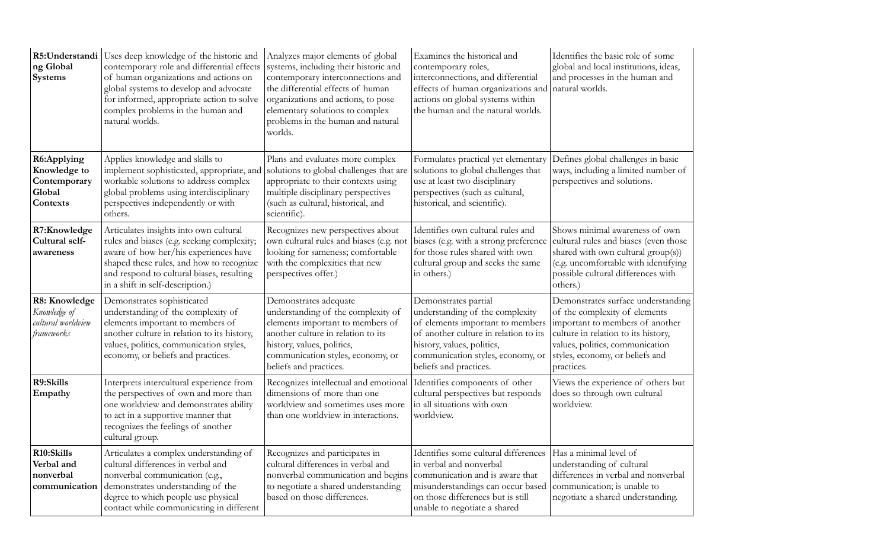| | | | | |
|---|---|---|---|---|
| **R5:Understanding Global Systems** | Uses deep knowledge of the historic and contemporary role and differential effects of human organizations and actions on global systems to develop and advocate for informed, appropriate action to solve complex problems in the human and natural worlds. | Analyzes major elements of global systems, including their historic and contemporary interconnections and the differential effects of human organizations and actions, to pose elementary solutions to complex problems in the human and natural worlds. | Examines the historical and contemporary roles, interconnections, and differential effects of human organizations and actions on global systems within the human and the natural worlds. | Identifies the basic role of some global and local institutions, ideas, and processes in the human and natural worlds. |
| **R6:Applying Knowledge to Contemporary Global Contexts** | Applies knowledge and skills to implement sophisticated, appropriate, and workable solutions to address complex global problems using interdisciplinary perspectives independently or with others. | Plans and evaluates more complex solutions to global challenges that are appropriate to their contexts using multiple disciplinary perspectives (such as cultural, historical, and scientific). | Formulates practical yet elementary solutions to global challenges that use at least two disciplinary perspectives (such as cultural, historical, and scientific). | Defines global challenges in basic ways, including a limited number of perspectives and solutions. |
| **R7:Knowledge Cultural self-awareness** | Articulates insights into own cultural rules and biases (e.g. seeking complexity; aware of how her/his experiences have shaped these rules, and how to recognize and respond to cultural biases, resulting in a shift in self-description.) | Recognizes new perspectives about own cultural rules and biases (e.g. not looking for sameness; comfortable with the complexities that new perspectives offer.) | Identifies own cultural rules and biases (e.g. with a strong preference for those rules shared with own cultural group and seeks the same in others.) | Shows minimal awareness of own cultural rules and biases (even those shared with own cultural group(s)) (e.g. uncomfortable with identifying possible cultural differences with others.) |
| **R8: Knowledge** *Knowledge of cultural worldview frameworks* | Demonstrates sophisticated understanding of the complexity of elements important to members of another culture in relation to its history, values, politics, communication styles, economy, or beliefs and practices. | Demonstrates adequate understanding of the complexity of elements important to members of another culture in relation to its history, values, politics, communication styles, economy, or beliefs and practices. | Demonstrates partial understanding of the complexity of elements important to members of another culture in relation to its history, values, politics, communication styles, economy, or beliefs and practices. | Demonstrates surface understanding of the complexity of elements important to members of another culture in relation to its history, values, politics, communication styles, economy, or beliefs and practices. |
| **R9:Skills Empathy** | Interprets intercultural experience from the perspectives of own and more than one worldview and demonstrates ability to act in a supportive manner that recognizes the feelings of another cultural group. | Recognizes intellectual and emotional dimensions of more than one worldview and sometimes uses more than one worldview in interactions. | Identifies components of other cultural perspectives but responds in all situations with own worldview. | Views the experience of others but does so through own cultural worldview. |
| **R10:Skills Verbal and nonverbal communication** | Articulates a complex understanding of cultural differences in verbal and nonverbal communication (e.g., demonstrates understanding of the degree to which people use physical contact while communicating in different | Recognizes and participates in cultural differences in verbal and nonverbal communication and begins to negotiate a shared understanding based on those differences. | Identifies some cultural differences in verbal and nonverbal communication and is aware that misunderstandings can occur based on those differences but is still unable to negotiate a shared | Has a minimal level of understanding of cultural differences in verbal and nonverbal communication; is unable to negotiate a shared understanding. |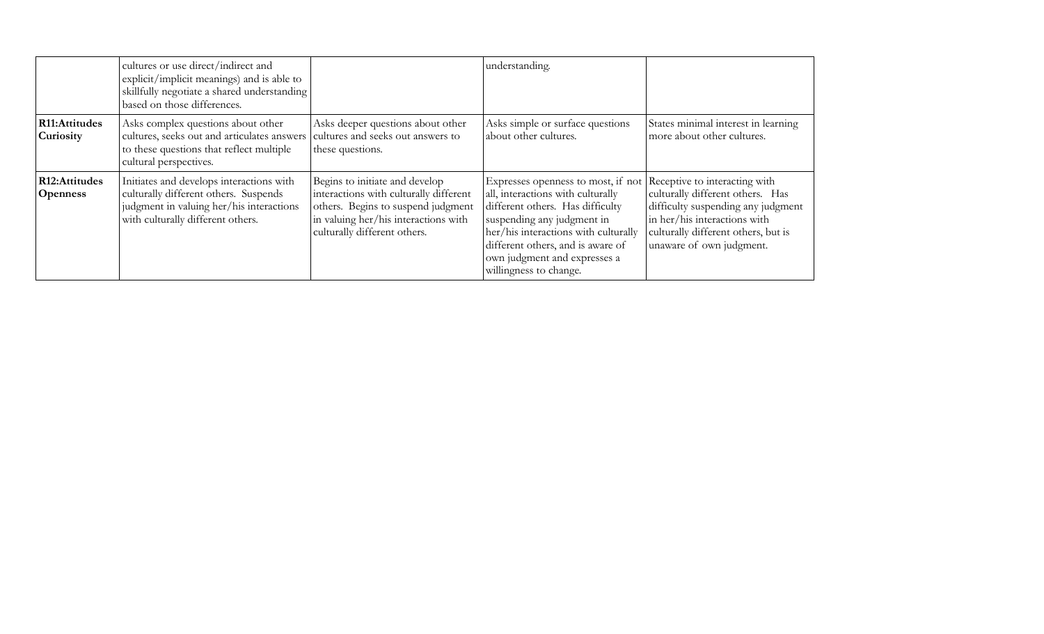| | | | | |
|---|---|---|---|---|
| | cultures or use direct/indirect and explicit/implicit meanings) and is able to skillfully negotiate a shared understanding based on those differences. | | understanding. | |
| **R11:Attitudes Curiosity** | Asks complex questions about other cultures, seeks out and articulates answers to these questions that reflect multiple cultural perspectives. | Asks deeper questions about other cultures and seeks out answers to these questions. | Asks simple or surface questions about other cultures. | States minimal interest in learning more about other cultures. |
| **R12:Attitudes Openness** | Initiates and develops interactions with culturally different others. Suspends judgment in valuing her/his interactions with culturally different others. | Begins to initiate and develop interactions with culturally different others. Begins to suspend judgment in valuing her/his interactions with culturally different others. | Expresses openness to most, if not all, interactions with culturally different others. Has difficulty suspending any judgment in her/his interactions with culturally different others, and is aware of own judgment and expresses a willingness to change. | Receptive to interacting with culturally different others. Has difficulty suspending any judgment in her/his interactions with culturally different others, but is unaware of own judgment. |